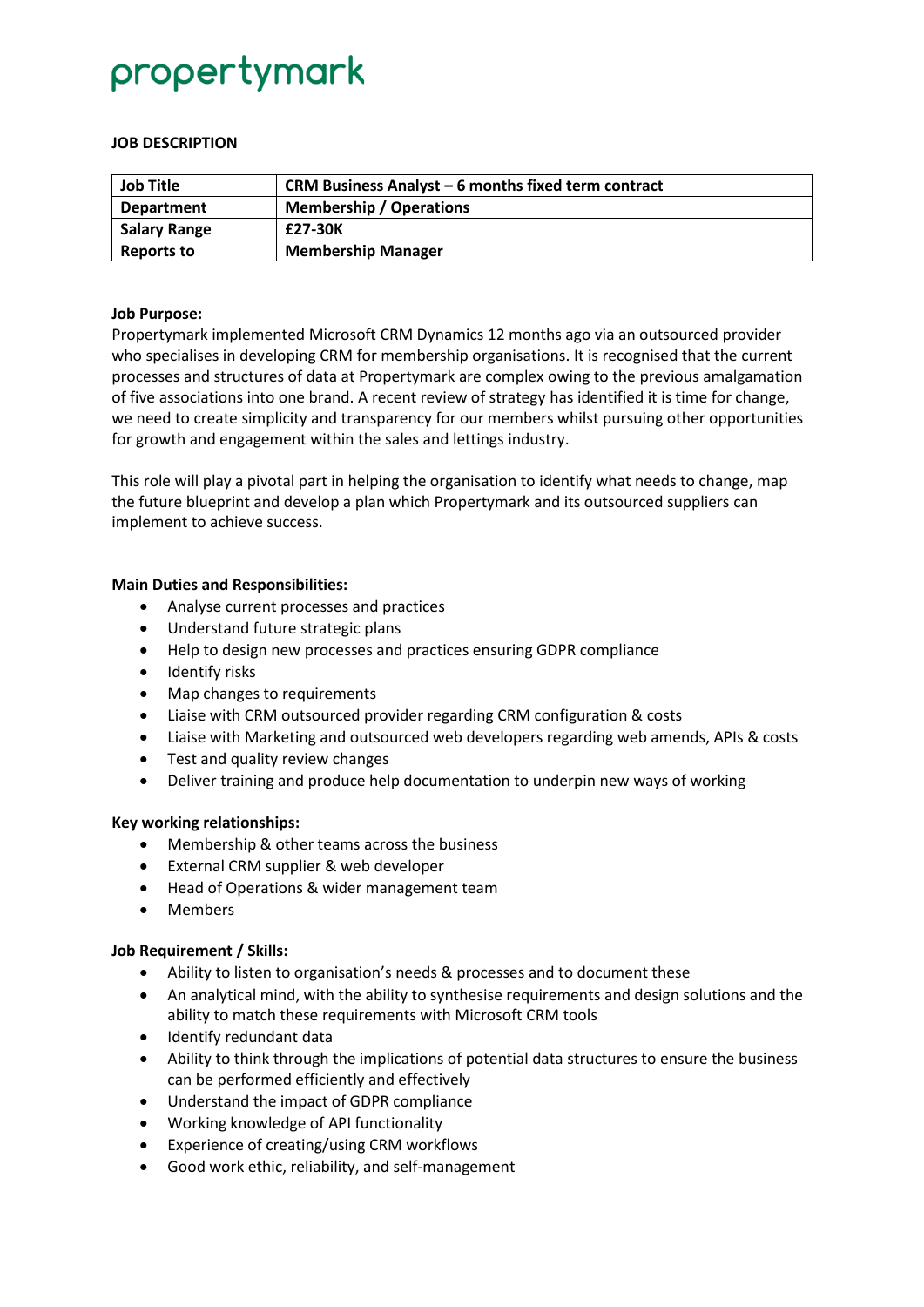propertymark

**JOB DESCRIPTION**

| Job Title | CRM Business Analyst – 6 months fixed term contract |
|---|---|
| Department | Membership / Operations |
| Salary Range | £27-30K |
| Reports to | Membership Manager |

**Job Purpose:**

Propertymark implemented Microsoft CRM Dynamics 12 months ago via an outsourced provider who specialises in developing CRM for membership organisations. It is recognised that the current processes and structures of data at Propertymark are complex owing to the previous amalgamation of five associations into one brand. A recent review of strategy has identified it is time for change, we need to create simplicity and transparency for our members whilst pursuing other opportunities for growth and engagement within the sales and lettings industry.

This role will play a pivotal part in helping the organisation to identify what needs to change, map the future blueprint and develop a plan which Propertymark and its outsourced suppliers can implement to achieve success.

**Main Duties and Responsibilities:**

- Analyse current processes and practices
- Understand future strategic plans
- Help to design new processes and practices ensuring GDPR compliance
- Identify risks
- Map changes to requirements
- Liaise with CRM outsourced provider regarding CRM configuration & costs
- Liaise with Marketing and outsourced web developers regarding web amends, APIs & costs
- Test and quality review changes
- Deliver training and produce help documentation to underpin new ways of working

**Key working relationships:**

- Membership & other teams across the business
- External CRM supplier & web developer
- Head of Operations & wider management team
- Members

**Job Requirement / Skills:**

- Ability to listen to organisation's needs & processes and to document these
- An analytical mind, with the ability to synthesise requirements and design solutions and the ability to match these requirements with Microsoft CRM tools
- Identify redundant data
- Ability to think through the implications of potential data structures to ensure the business can be performed efficiently and effectively
- Understand the impact of GDPR compliance
- Working knowledge of API functionality
- Experience of creating/using CRM workflows
- Good work ethic, reliability, and self-management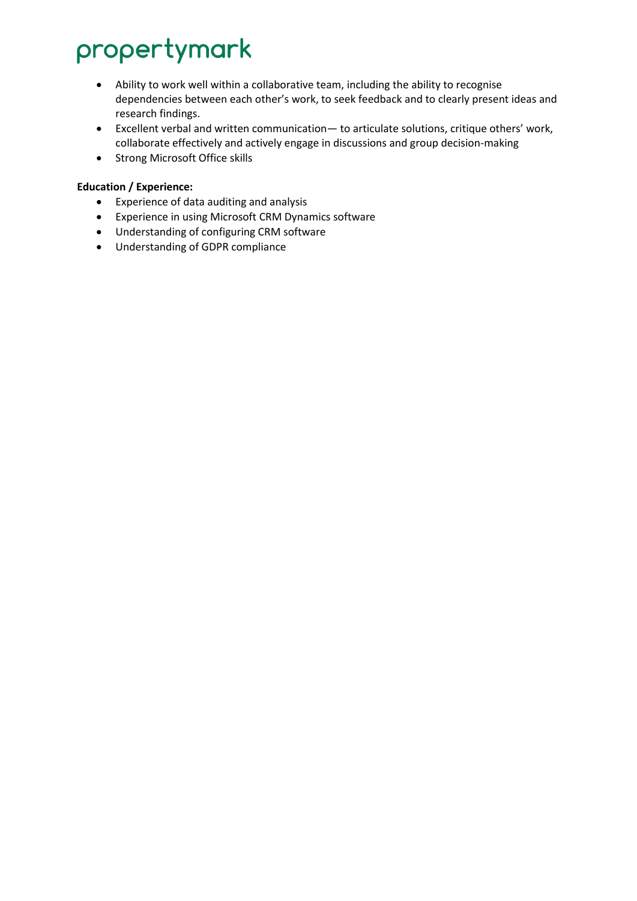- Ability to work well within a collaborative team, including the ability to recognise dependencies between each other's work, to seek feedback and to clearly present ideas and research findings.
- Excellent verbal and written communication— to articulate solutions, critique others' work, collaborate effectively and actively engage in discussions and group decision-making
- Strong Microsoft Office skills

**Education / Experience:**

- Experience of data auditing and analysis
- Experience in using Microsoft CRM Dynamics software
- Understanding of configuring CRM software
- Understanding of GDPR compliance